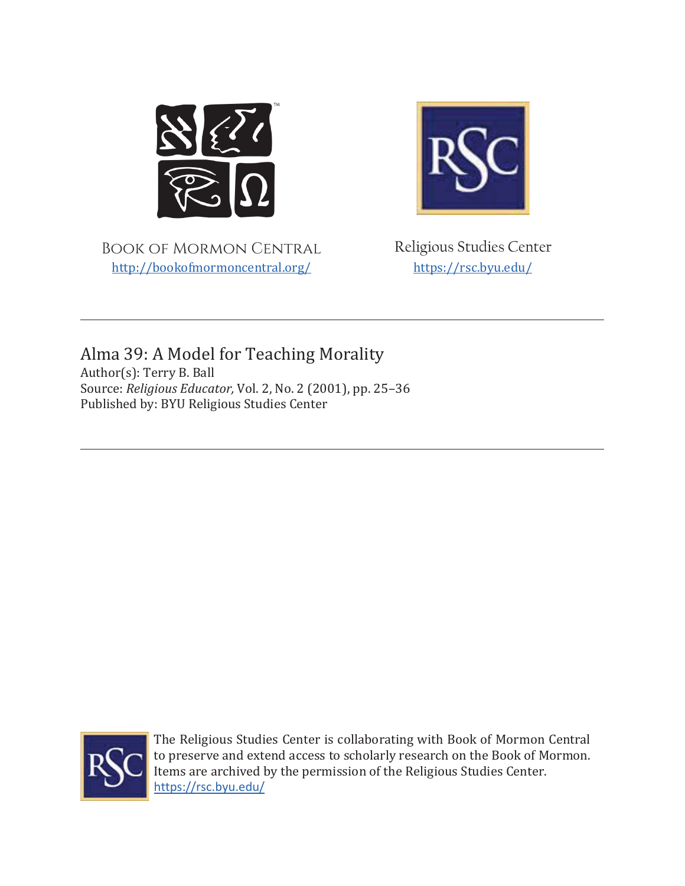Book of Mormon Central
http://bookofmormoncentral.org/

Religious Studies Center
https://rsc.byu.edu/

# Alma 39: A Model for Teaching Morality

Author(s): Terry B. Ball
Source: *Religious Educator,* Vol. 2, No. 2 (2001), pp. 25–36
Published by: BYU Religious Studies Center

The Religious Studies Center is collaborating with Book of Mormon Central to preserve and extend access to scholarly research on the Book of Mormon. Items are archived by the permission of the Religious Studies Center.
https://rsc.byu.edu/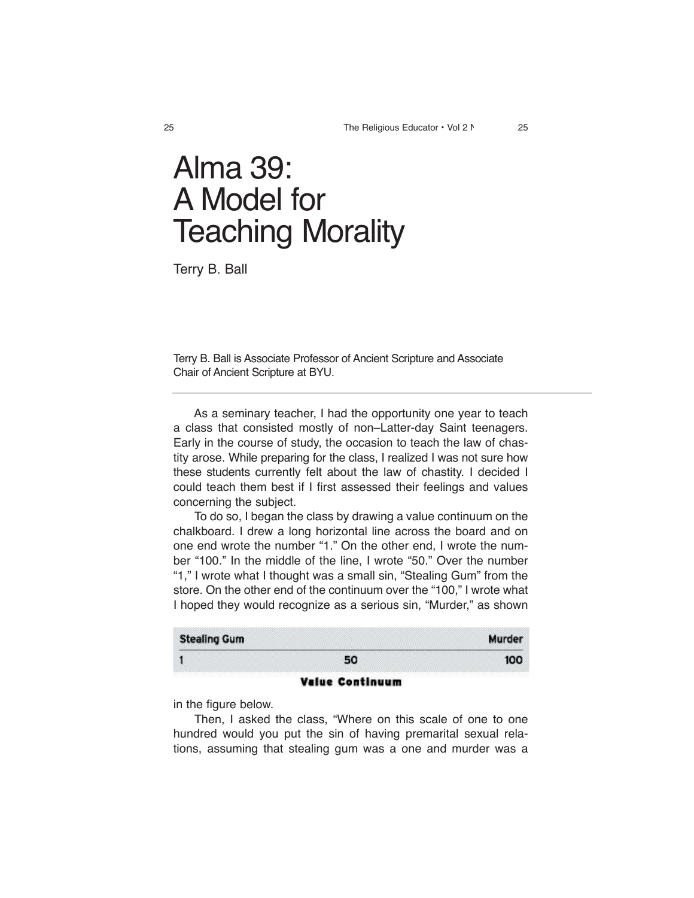# Alma 39: A Model for Teaching Morality

Terry B. Ball

Terry B. Ball is Associate Professor of Ancient Scripture and Associate Chair of Ancient Scripture at BYU.

---

As a seminary teacher, I had the opportunity one year to teach a class that consisted mostly of non–Latter-day Saint teenagers. Early in the course of study, the occasion to teach the law of chastity arose. While preparing for the class, I realized I was not sure how these students currently felt about the law of chastity. I decided I could teach them best if I first assessed their feelings and values concerning the subject.

To do so, I began the class by drawing a value continuum on the chalkboard. I drew a long horizontal line across the board and on one end wrote the number "1." On the other end, I wrote the number "100." In the middle of the line, I wrote "50." Over the number "1," I wrote what I thought was a small sin, "Stealing Gum" from the store. On the other end of the continuum over the "100," I wrote what I hoped they would recognize as a serious sin, "Murder," as shown in the figure below.

| Stealing Gum | | Murder |
|---|---|---|
| 1 | 50 | 100 |

**Value Continuum**

Then, I asked the class, "Where on this scale of one to one hundred would you put the sin of having premarital sexual relations, assuming that stealing gum was a one and murder was a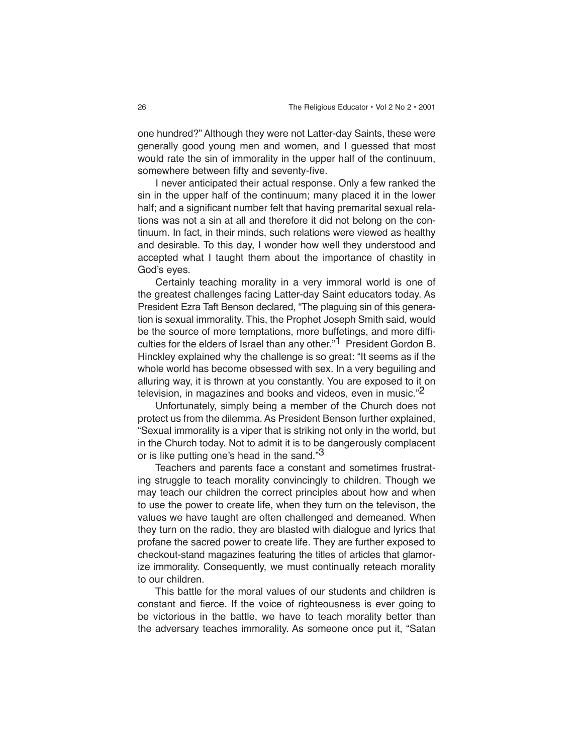one hundred?" Although they were not Latter-day Saints, these were generally good young men and women, and I guessed that most would rate the sin of immorality in the upper half of the continuum, somewhere between fifty and seventy-five.

I never anticipated their actual response. Only a few ranked the sin in the upper half of the continuum; many placed it in the lower half; and a significant number felt that having premarital sexual relations was not a sin at all and therefore it did not belong on the continuum. In fact, in their minds, such relations were viewed as healthy and desirable. To this day, I wonder how well they understood and accepted what I taught them about the importance of chastity in God's eyes.

Certainly teaching morality in a very immoral world is one of the greatest challenges facing Latter-day Saint educators today. As President Ezra Taft Benson declared, "The plaguing sin of this generation is sexual immorality. This, the Prophet Joseph Smith said, would be the source of more temptations, more buffetings, and more difficulties for the elders of Israel than any other."[1] President Gordon B. Hinckley explained why the challenge is so great: "It seems as if the whole world has become obsessed with sex. In a very beguiling and alluring way, it is thrown at you constantly. You are exposed to it on television, in magazines and books and videos, even in music."[2]

Unfortunately, simply being a member of the Church does not protect us from the dilemma. As President Benson further explained, "Sexual immorality is a viper that is striking not only in the world, but in the Church today. Not to admit it is to be dangerously complacent or is like putting one's head in the sand."[3]

Teachers and parents face a constant and sometimes frustrating struggle to teach morality convincingly to children. Though we may teach our children the correct principles about how and when to use the power to create life, when they turn on the televison, the values we have taught are often challenged and demeaned. When they turn on the radio, they are blasted with dialogue and lyrics that profane the sacred power to create life. They are further exposed to checkout-stand magazines featuring the titles of articles that glamorize immorality. Consequently, we must continually reteach morality to our children.

This battle for the moral values of our students and children is constant and fierce. If the voice of righteousness is ever going to be victorious in the battle, we have to teach morality better than the adversary teaches immorality. As someone once put it, "Satan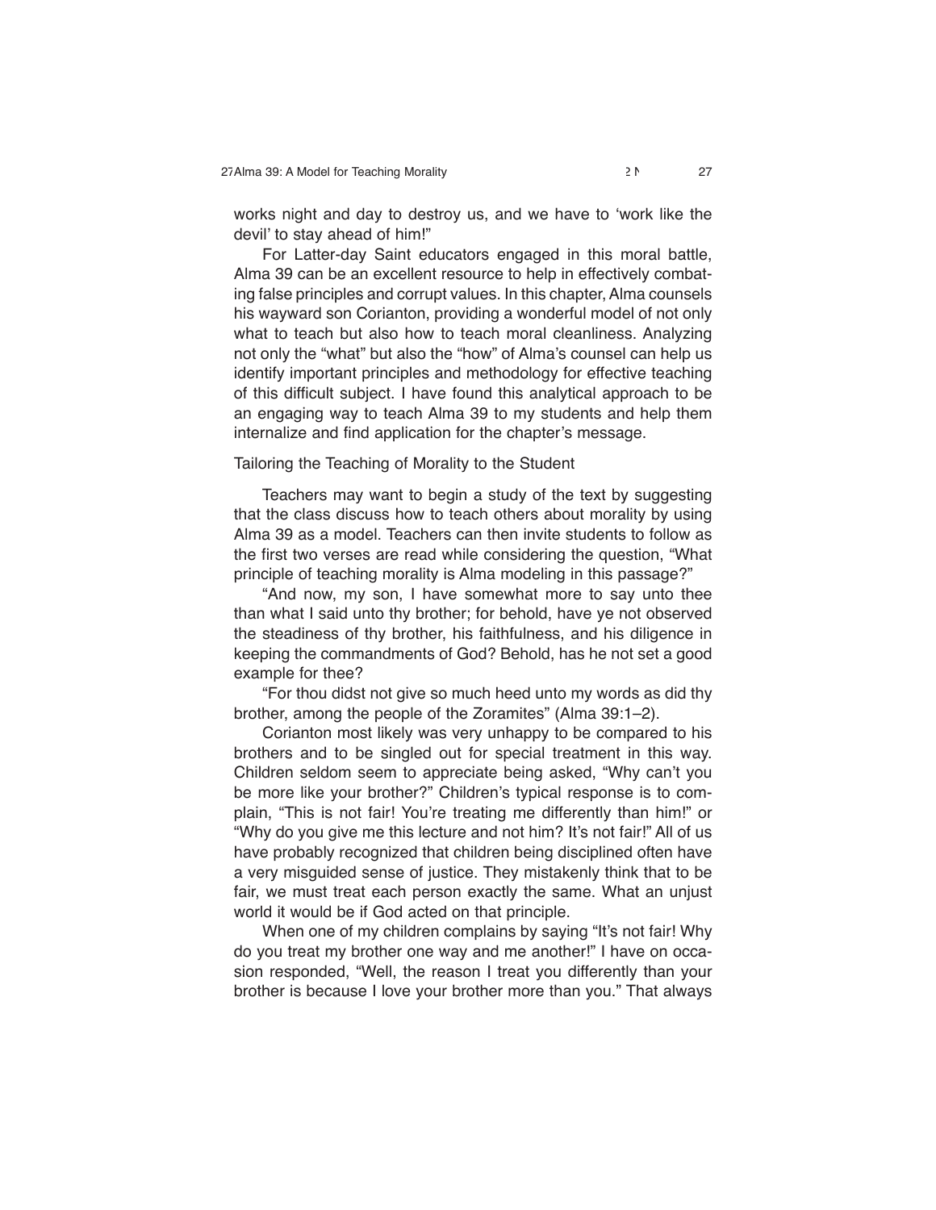works night and day to destroy us, and we have to 'work like the devil' to stay ahead of him!"

For Latter-day Saint educators engaged in this moral battle, Alma 39 can be an excellent resource to help in effectively combating false principles and corrupt values. In this chapter, Alma counsels his wayward son Corianton, providing a wonderful model of not only what to teach but also how to teach moral cleanliness. Analyzing not only the "what" but also the "how" of Alma's counsel can help us identify important principles and methodology for effective teaching of this difficult subject. I have found this analytical approach to be an engaging way to teach Alma 39 to my students and help them internalize and find application for the chapter's message.

## Tailoring the Teaching of Morality to the Student

Teachers may want to begin a study of the text by suggesting that the class discuss how to teach others about morality by using Alma 39 as a model. Teachers can then invite students to follow as the first two verses are read while considering the question, "What principle of teaching morality is Alma modeling in this passage?"

"And now, my son, I have somewhat more to say unto thee than what I said unto thy brother; for behold, have ye not observed the steadiness of thy brother, his faithfulness, and his diligence in keeping the commandments of God? Behold, has he not set a good example for thee?

"For thou didst not give so much heed unto my words as did thy brother, among the people of the Zoramites" (Alma 39:1–2).

Corianton most likely was very unhappy to be compared to his brothers and to be singled out for special treatment in this way. Children seldom seem to appreciate being asked, "Why can't you be more like your brother?" Children's typical response is to complain, "This is not fair! You're treating me differently than him!" or "Why do you give me this lecture and not him? It's not fair!" All of us have probably recognized that children being disciplined often have a very misguided sense of justice. They mistakenly think that to be fair, we must treat each person exactly the same. What an unjust world it would be if God acted on that principle.

When one of my children complains by saying "It's not fair! Why do you treat my brother one way and me another!" I have on occasion responded, "Well, the reason I treat you differently than your brother is because I love your brother more than you." That always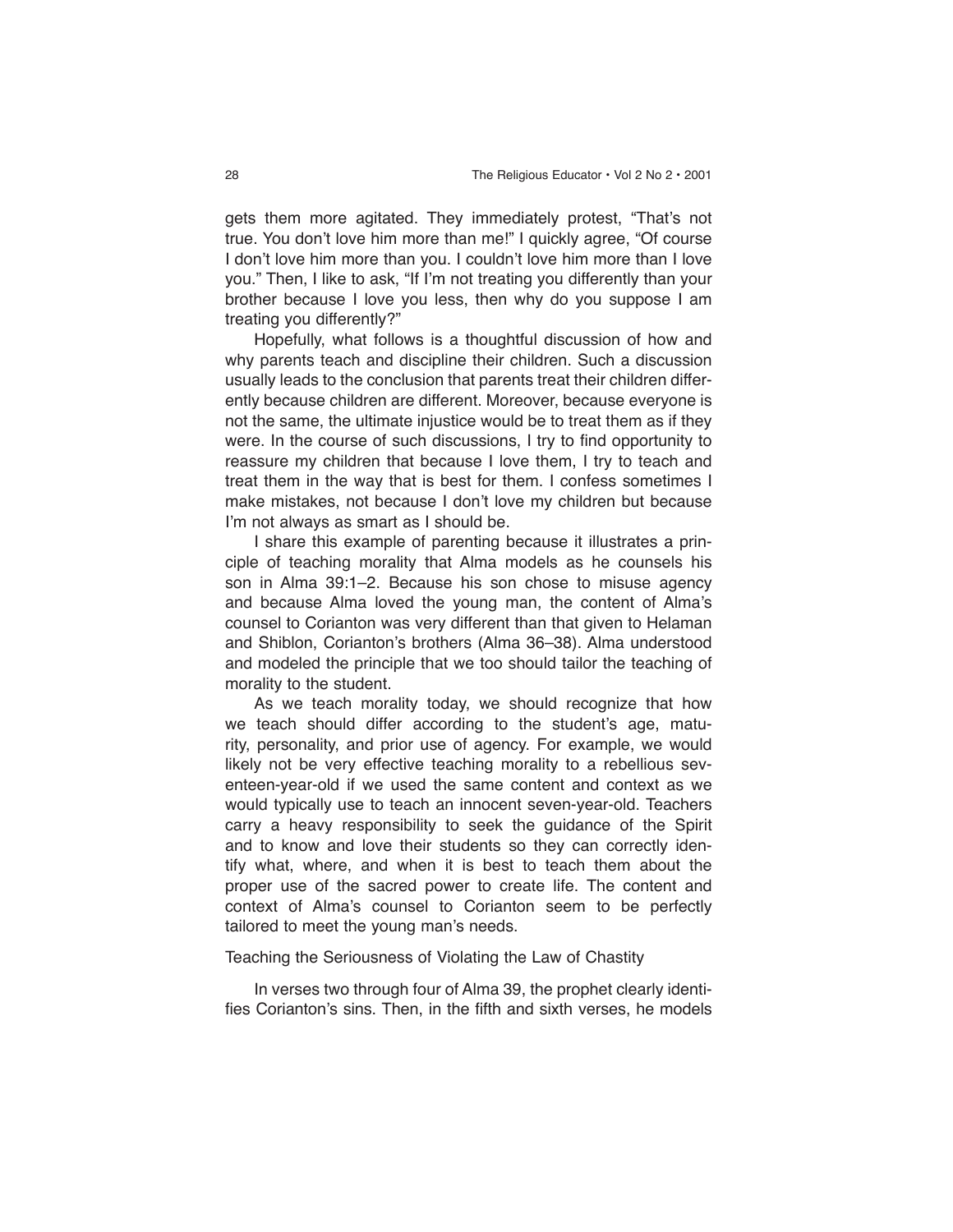gets them more agitated. They immediately protest, "That's not true. You don't love him more than me!" I quickly agree, "Of course I don't love him more than you. I couldn't love him more than I love you." Then, I like to ask, "If I'm not treating you differently than your brother because I love you less, then why do you suppose I am treating you differently?"

Hopefully, what follows is a thoughtful discussion of how and why parents teach and discipline their children. Such a discussion usually leads to the conclusion that parents treat their children differently because children are different. Moreover, because everyone is not the same, the ultimate injustice would be to treat them as if they were. In the course of such discussions, I try to find opportunity to reassure my children that because I love them, I try to teach and treat them in the way that is best for them. I confess sometimes I make mistakes, not because I don't love my children but because I'm not always as smart as I should be.

I share this example of parenting because it illustrates a principle of teaching morality that Alma models as he counsels his son in Alma 39:1–2. Because his son chose to misuse agency and because Alma loved the young man, the content of Alma's counsel to Corianton was very different than that given to Helaman and Shiblon, Corianton's brothers (Alma 36–38). Alma understood and modeled the principle that we too should tailor the teaching of morality to the student.

As we teach morality today, we should recognize that how we teach should differ according to the student's age, maturity, personality, and prior use of agency. For example, we would likely not be very effective teaching morality to a rebellious seventeen-year-old if we used the same content and context as we would typically use to teach an innocent seven-year-old. Teachers carry a heavy responsibility to seek the guidance of the Spirit and to know and love their students so they can correctly identify what, where, and when it is best to teach them about the proper use of the sacred power to create life. The content and context of Alma's counsel to Corianton seem to be perfectly tailored to meet the young man's needs.

## Teaching the Seriousness of Violating the Law of Chastity

In verses two through four of Alma 39, the prophet clearly identifies Corianton's sins. Then, in the fifth and sixth verses, he models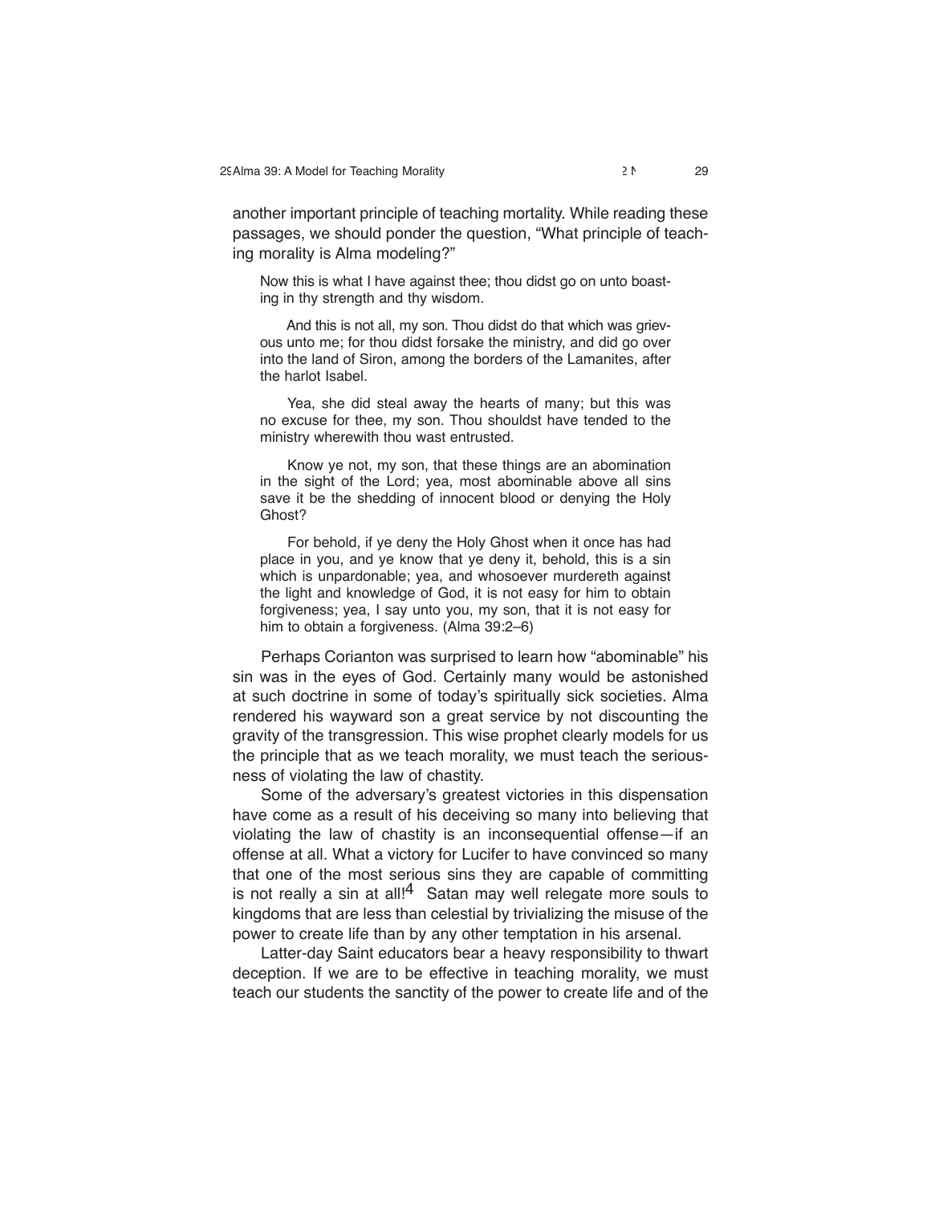another important principle of teaching mortality. While reading these passages, we should ponder the question, "What principle of teaching morality is Alma modeling?"

> Now this is what I have against thee; thou didst go on unto boasting in thy strength and thy wisdom.
>
> And this is not all, my son. Thou didst do that which was grievous unto me; for thou didst forsake the ministry, and did go over into the land of Siron, among the borders of the Lamanites, after the harlot Isabel.
>
> Yea, she did steal away the hearts of many; but this was no excuse for thee, my son. Thou shouldst have tended to the ministry wherewith thou wast entrusted.
>
> Know ye not, my son, that these things are an abomination in the sight of the Lord; yea, most abominable above all sins save it be the shedding of innocent blood or denying the Holy Ghost?
>
> For behold, if ye deny the Holy Ghost when it once has had place in you, and ye know that ye deny it, behold, this is a sin which is unpardonable; yea, and whosoever murdereth against the light and knowledge of God, it is not easy for him to obtain forgiveness; yea, I say unto you, my son, that it is not easy for him to obtain a forgiveness. (Alma 39:2–6)

Perhaps Corianton was surprised to learn how "abominable" his sin was in the eyes of God. Certainly many would be astonished at such doctrine in some of today's spiritually sick societies. Alma rendered his wayward son a great service by not discounting the gravity of the transgression. This wise prophet clearly models for us the principle that as we teach morality, we must teach the seriousness of violating the law of chastity.

Some of the adversary's greatest victories in this dispensation have come as a result of his deceiving so many into believing that violating the law of chastity is an inconsequential offense—if an offense at all. What a victory for Lucifer to have convinced so many that one of the most serious sins they are capable of committing is not really a sin at all![4] Satan may well relegate more souls to kingdoms that are less than celestial by trivializing the misuse of the power to create life than by any other temptation in his arsenal.

Latter-day Saint educators bear a heavy responsibility to thwart deception. If we are to be effective in teaching morality, we must teach our students the sanctity of the power to create life and of the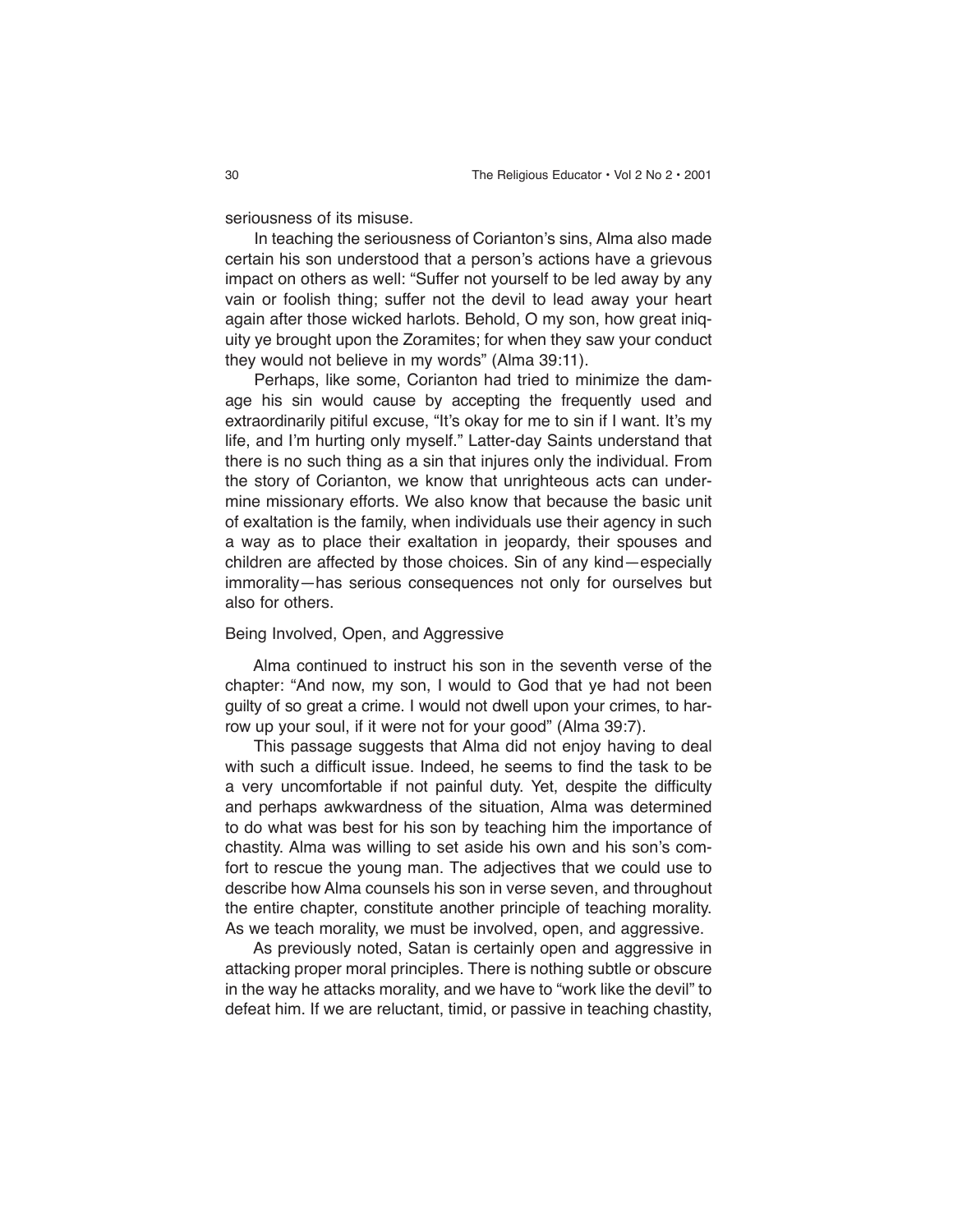seriousness of its misuse.

In teaching the seriousness of Corianton's sins, Alma also made certain his son understood that a person's actions have a grievous impact on others as well: "Suffer not yourself to be led away by any vain or foolish thing; suffer not the devil to lead away your heart again after those wicked harlots. Behold, O my son, how great iniquity ye brought upon the Zoramites; for when they saw your conduct they would not believe in my words" (Alma 39:11).

Perhaps, like some, Corianton had tried to minimize the damage his sin would cause by accepting the frequently used and extraordinarily pitiful excuse, "It's okay for me to sin if I want. It's my life, and I'm hurting only myself." Latter-day Saints understand that there is no such thing as a sin that injures only the individual. From the story of Corianton, we know that unrighteous acts can undermine missionary efforts. We also know that because the basic unit of exaltation is the family, when individuals use their agency in such a way as to place their exaltation in jeopardy, their spouses and children are affected by those choices. Sin of any kind—especially immorality—has serious consequences not only for ourselves but also for others.

## Being Involved, Open, and Aggressive

Alma continued to instruct his son in the seventh verse of the chapter: "And now, my son, I would to God that ye had not been guilty of so great a crime. I would not dwell upon your crimes, to harrow up your soul, if it were not for your good" (Alma 39:7).

This passage suggests that Alma did not enjoy having to deal with such a difficult issue. Indeed, he seems to find the task to be a very uncomfortable if not painful duty. Yet, despite the difficulty and perhaps awkwardness of the situation, Alma was determined to do what was best for his son by teaching him the importance of chastity. Alma was willing to set aside his own and his son's comfort to rescue the young man. The adjectives that we could use to describe how Alma counsels his son in verse seven, and throughout the entire chapter, constitute another principle of teaching morality. As we teach morality, we must be involved, open, and aggressive.

As previously noted, Satan is certainly open and aggressive in attacking proper moral principles. There is nothing subtle or obscure in the way he attacks morality, and we have to "work like the devil" to defeat him. If we are reluctant, timid, or passive in teaching chastity,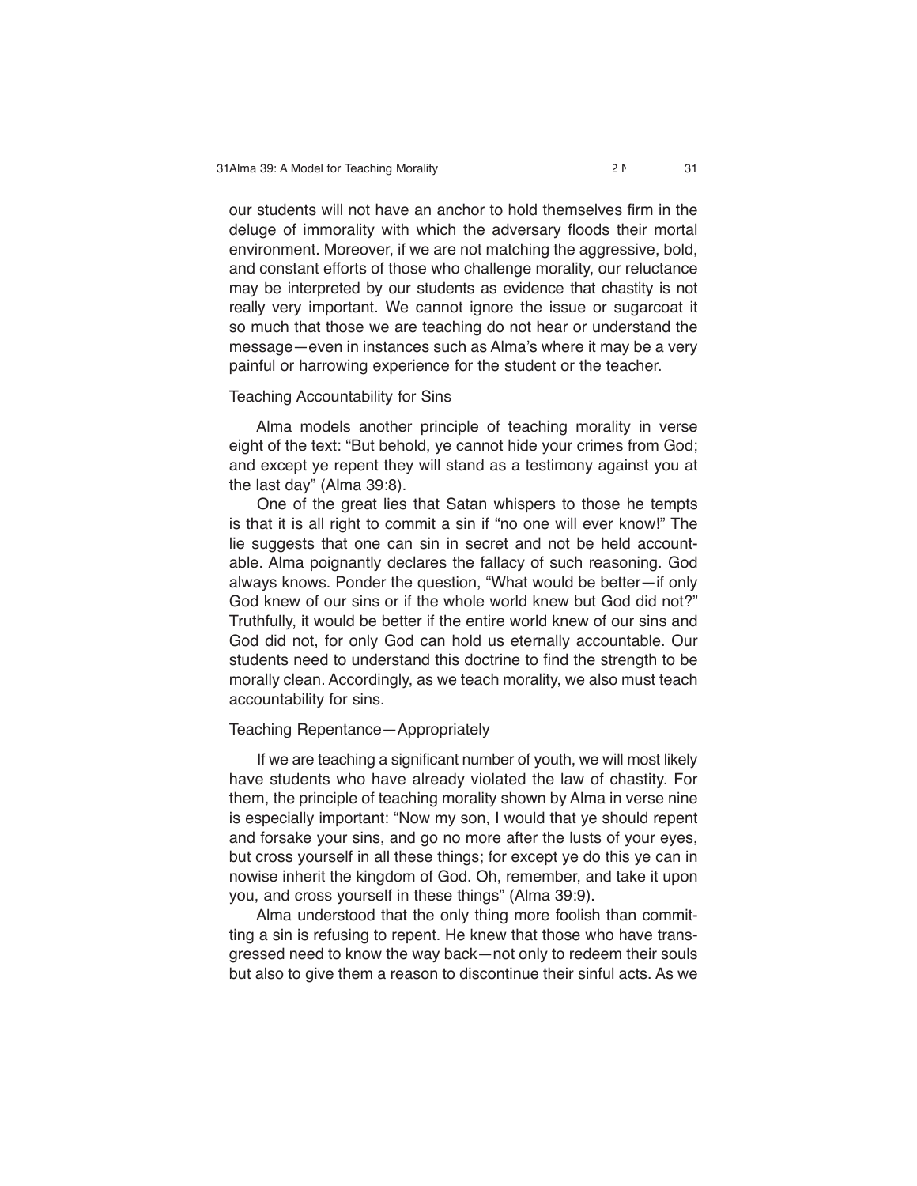our students will not have an anchor to hold themselves firm in the deluge of immorality with which the adversary floods their mortal environment. Moreover, if we are not matching the aggressive, bold, and constant efforts of those who challenge morality, our reluctance may be interpreted by our students as evidence that chastity is not really very important. We cannot ignore the issue or sugarcoat it so much that those we are teaching do not hear or understand the message—even in instances such as Alma's where it may be a very painful or harrowing experience for the student or the teacher.

### Teaching Accountability for Sins

Alma models another principle of teaching morality in verse eight of the text: "But behold, ye cannot hide your crimes from God; and except ye repent they will stand as a testimony against you at the last day" (Alma 39:8).

One of the great lies that Satan whispers to those he tempts is that it is all right to commit a sin if "no one will ever know!" The lie suggests that one can sin in secret and not be held accountable. Alma poignantly declares the fallacy of such reasoning. God always knows. Ponder the question, "What would be better—if only God knew of our sins or if the whole world knew but God did not?" Truthfully, it would be better if the entire world knew of our sins and God did not, for only God can hold us eternally accountable. Our students need to understand this doctrine to find the strength to be morally clean. Accordingly, as we teach morality, we also must teach accountability for sins.

### Teaching Repentance—Appropriately

If we are teaching a significant number of youth, we will most likely have students who have already violated the law of chastity. For them, the principle of teaching morality shown by Alma in verse nine is especially important: "Now my son, I would that ye should repent and forsake your sins, and go no more after the lusts of your eyes, but cross yourself in all these things; for except ye do this ye can in nowise inherit the kingdom of God. Oh, remember, and take it upon you, and cross yourself in these things" (Alma 39:9).

Alma understood that the only thing more foolish than committing a sin is refusing to repent. He knew that those who have transgressed need to know the way back—not only to redeem their souls but also to give them a reason to discontinue their sinful acts. As we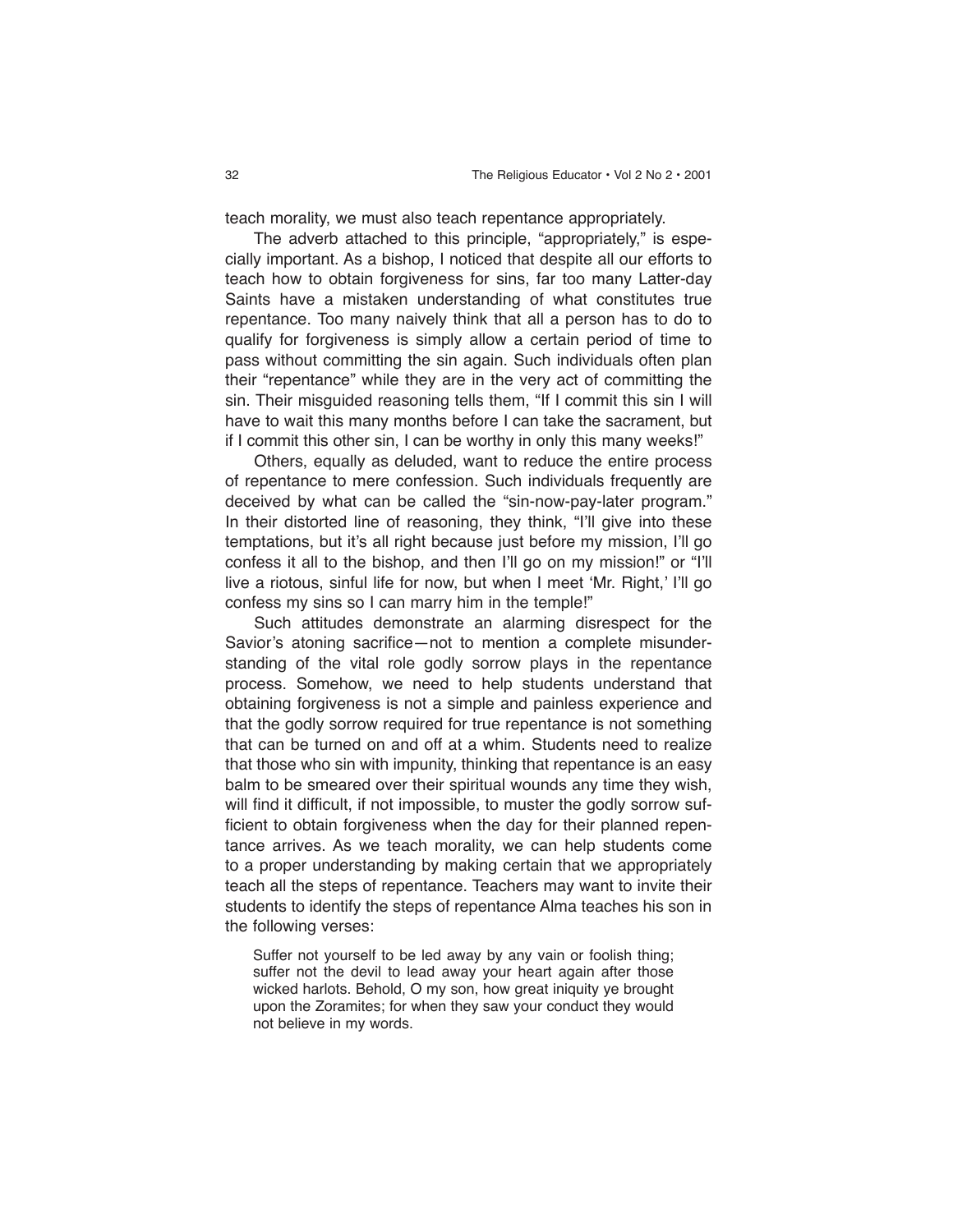teach morality, we must also teach repentance appropriately.

The adverb attached to this principle, "appropriately," is especially important. As a bishop, I noticed that despite all our efforts to teach how to obtain forgiveness for sins, far too many Latter-day Saints have a mistaken understanding of what constitutes true repentance. Too many naively think that all a person has to do to qualify for forgiveness is simply allow a certain period of time to pass without committing the sin again. Such individuals often plan their "repentance" while they are in the very act of committing the sin. Their misguided reasoning tells them, "If I commit this sin I will have to wait this many months before I can take the sacrament, but if I commit this other sin, I can be worthy in only this many weeks!"

Others, equally as deluded, want to reduce the entire process of repentance to mere confession. Such individuals frequently are deceived by what can be called the "sin-now-pay-later program." In their distorted line of reasoning, they think, "I'll give into these temptations, but it's all right because just before my mission, I'll go confess it all to the bishop, and then I'll go on my mission!" or "I'll live a riotous, sinful life for now, but when I meet 'Mr. Right,' I'll go confess my sins so I can marry him in the temple!"

Such attitudes demonstrate an alarming disrespect for the Savior's atoning sacrifice—not to mention a complete misunderstanding of the vital role godly sorrow plays in the repentance process. Somehow, we need to help students understand that obtaining forgiveness is not a simple and painless experience and that the godly sorrow required for true repentance is not something that can be turned on and off at a whim. Students need to realize that those who sin with impunity, thinking that repentance is an easy balm to be smeared over their spiritual wounds any time they wish, will find it difficult, if not impossible, to muster the godly sorrow sufficient to obtain forgiveness when the day for their planned repentance arrives. As we teach morality, we can help students come to a proper understanding by making certain that we appropriately teach all the steps of repentance. Teachers may want to invite their students to identify the steps of repentance Alma teaches his son in the following verses:

> Suffer not yourself to be led away by any vain or foolish thing; suffer not the devil to lead away your heart again after those wicked harlots. Behold, O my son, how great iniquity ye brought upon the Zoramites; for when they saw your conduct they would not believe in my words.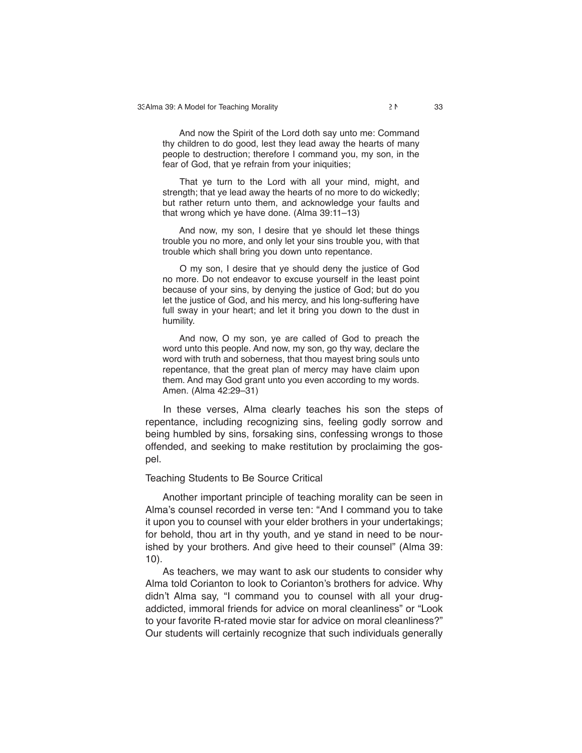> And now the Spirit of the Lord doth say unto me: Command thy children to do good, lest they lead away the hearts of many people to destruction; therefore I command you, my son, in the fear of God, that ye refrain from your iniquities;
>
> That ye turn to the Lord with all your mind, might, and strength; that ye lead away the hearts of no more to do wickedly; but rather return unto them, and acknowledge your faults and that wrong which ye have done. (Alma 39:11–13)
>
> And now, my son, I desire that ye should let these things trouble you no more, and only let your sins trouble you, with that trouble which shall bring you down unto repentance.
>
> O my son, I desire that ye should deny the justice of God no more. Do not endeavor to excuse yourself in the least point because of your sins, by denying the justice of God; but do you let the justice of God, and his mercy, and his long-suffering have full sway in your heart; and let it bring you down to the dust in humility.
>
> And now, O my son, ye are called of God to preach the word unto this people. And now, my son, go thy way, declare the word with truth and soberness, that thou mayest bring souls unto repentance, that the great plan of mercy may have claim upon them. And may God grant unto you even according to my words. Amen. (Alma 42:29–31)

In these verses, Alma clearly teaches his son the steps of repentance, including recognizing sins, feeling godly sorrow and being humbled by sins, forsaking sins, confessing wrongs to those offended, and seeking to make restitution by proclaiming the gospel.

## Teaching Students to Be Source Critical

Another important principle of teaching morality can be seen in Alma's counsel recorded in verse ten: "And I command you to take it upon you to counsel with your elder brothers in your undertakings; for behold, thou art in thy youth, and ye stand in need to be nourished by your brothers. And give heed to their counsel" (Alma 39: 10).

As teachers, we may want to ask our students to consider why Alma told Corianton to look to Corianton's brothers for advice. Why didn't Alma say, "I command you to counsel with all your drug-addicted, immoral friends for advice on moral cleanliness" or "Look to your favorite R-rated movie star for advice on moral cleanliness?" Our students will certainly recognize that such individuals generally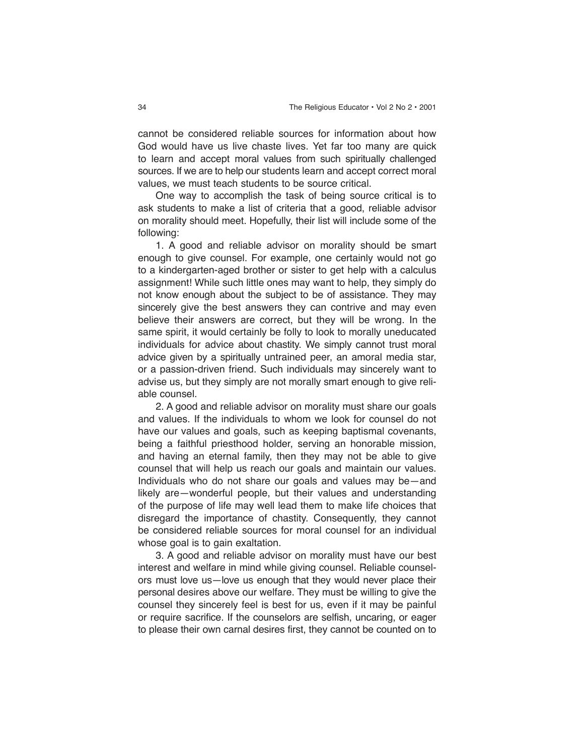cannot be considered reliable sources for information about how God would have us live chaste lives. Yet far too many are quick to learn and accept moral values from such spiritually challenged sources. If we are to help our students learn and accept correct moral values, we must teach students to be source critical.

One way to accomplish the task of being source critical is to ask students to make a list of criteria that a good, reliable advisor on morality should meet. Hopefully, their list will include some of the following:

1. A good and reliable advisor on morality should be smart enough to give counsel. For example, one certainly would not go to a kindergarten-aged brother or sister to get help with a calculus assignment! While such little ones may want to help, they simply do not know enough about the subject to be of assistance. They may sincerely give the best answers they can contrive and may even believe their answers are correct, but they will be wrong. In the same spirit, it would certainly be folly to look to morally uneducated individuals for advice about chastity. We simply cannot trust moral advice given by a spiritually untrained peer, an amoral media star, or a passion-driven friend. Such individuals may sincerely want to advise us, but they simply are not morally smart enough to give reliable counsel.

2. A good and reliable advisor on morality must share our goals and values. If the individuals to whom we look for counsel do not have our values and goals, such as keeping baptismal covenants, being a faithful priesthood holder, serving an honorable mission, and having an eternal family, then they may not be able to give counsel that will help us reach our goals and maintain our values. Individuals who do not share our goals and values may be—and likely are—wonderful people, but their values and understanding of the purpose of life may well lead them to make life choices that disregard the importance of chastity. Consequently, they cannot be considered reliable sources for moral counsel for an individual whose goal is to gain exaltation.

3. A good and reliable advisor on morality must have our best interest and welfare in mind while giving counsel. Reliable counselors must love us—love us enough that they would never place their personal desires above our welfare. They must be willing to give the counsel they sincerely feel is best for us, even if it may be painful or require sacrifice. If the counselors are selfish, uncaring, or eager to please their own carnal desires first, they cannot be counted on to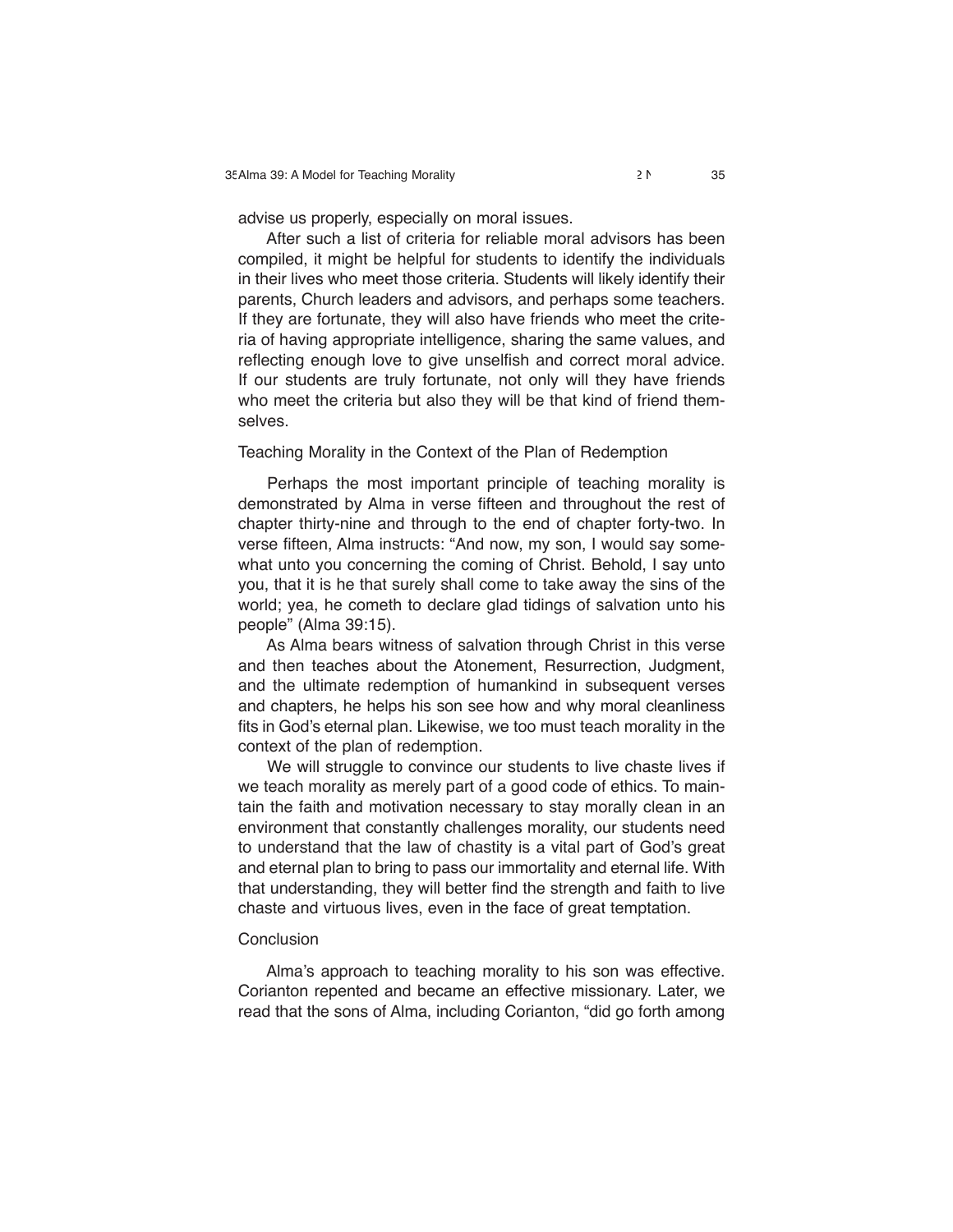advise us properly, especially on moral issues.

After such a list of criteria for reliable moral advisors has been compiled, it might be helpful for students to identify the individuals in their lives who meet those criteria. Students will likely identify their parents, Church leaders and advisors, and perhaps some teachers. If they are fortunate, they will also have friends who meet the criteria of having appropriate intelligence, sharing the same values, and reflecting enough love to give unselfish and correct moral advice. If our students are truly fortunate, not only will they have friends who meet the criteria but also they will be that kind of friend themselves.

## Teaching Morality in the Context of the Plan of Redemption

Perhaps the most important principle of teaching morality is demonstrated by Alma in verse fifteen and throughout the rest of chapter thirty-nine and through to the end of chapter forty-two. In verse fifteen, Alma instructs: "And now, my son, I would say somewhat unto you concerning the coming of Christ. Behold, I say unto you, that it is he that surely shall come to take away the sins of the world; yea, he cometh to declare glad tidings of salvation unto his people" (Alma 39:15).

As Alma bears witness of salvation through Christ in this verse and then teaches about the Atonement, Resurrection, Judgment, and the ultimate redemption of humankind in subsequent verses and chapters, he helps his son see how and why moral cleanliness fits in God's eternal plan. Likewise, we too must teach morality in the context of the plan of redemption.

We will struggle to convince our students to live chaste lives if we teach morality as merely part of a good code of ethics. To maintain the faith and motivation necessary to stay morally clean in an environment that constantly challenges morality, our students need to understand that the law of chastity is a vital part of God's great and eternal plan to bring to pass our immortality and eternal life. With that understanding, they will better find the strength and faith to live chaste and virtuous lives, even in the face of great temptation.

## Conclusion

Alma's approach to teaching morality to his son was effective. Corianton repented and became an effective missionary. Later, we read that the sons of Alma, including Corianton, "did go forth among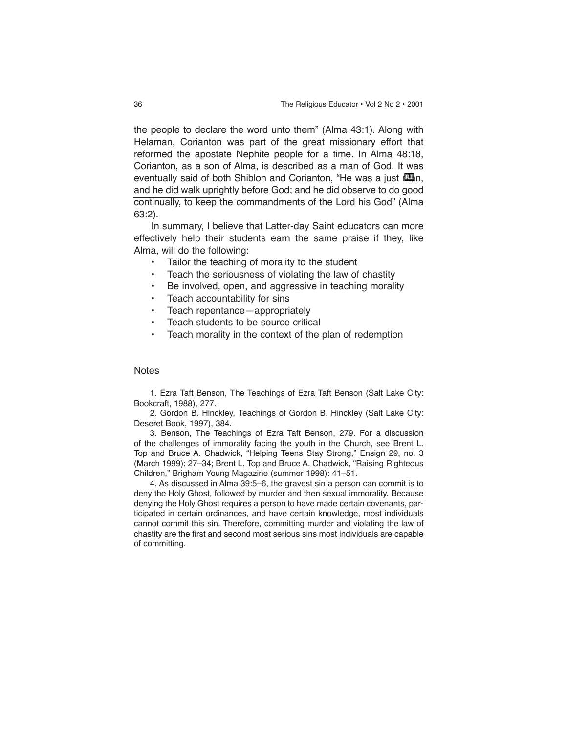the people to declare the word unto them" (Alma 43:1). Along with Helaman, Corianton was part of the great missionary effort that reformed the apostate Nephite people for a time. In Alma 48:18, Corianton, as a son of Alma, is described as a man of God. It was eventually said of both Shiblon and Corianton, "He was a just man, and he did walk uprightly before God; and he did observe to do good continually, to keep the commandments of the Lord his God" (Alma 63:2).

In summary, I believe that Latter-day Saint educators can more effectively help their students earn the same praise if they, like Alma, will do the following:

- Tailor the teaching of morality to the student
- Teach the seriousness of violating the law of chastity
- Be involved, open, and aggressive in teaching morality
- Teach accountability for sins
- Teach repentance—appropriately
- Teach students to be source critical
- Teach morality in the context of the plan of redemption

## Notes

1. Ezra Taft Benson, The Teachings of Ezra Taft Benson (Salt Lake City: Bookcraft, 1988), 277.

2. Gordon B. Hinckley, Teachings of Gordon B. Hinckley (Salt Lake City: Deseret Book, 1997), 384.

3. Benson, The Teachings of Ezra Taft Benson, 279. For a discussion of the challenges of immorality facing the youth in the Church, see Brent L. Top and Bruce A. Chadwick, "Helping Teens Stay Strong," Ensign 29, no. 3 (March 1999): 27–34; Brent L. Top and Bruce A. Chadwick, "Raising Righteous Children," Brigham Young Magazine (summer 1998): 41–51.

4. As discussed in Alma 39:5–6, the gravest sin a person can commit is to deny the Holy Ghost, followed by murder and then sexual immorality. Because denying the Holy Ghost requires a person to have made certain covenants, participated in certain ordinances, and have certain knowledge, most individuals cannot commit this sin. Therefore, committing murder and violating the law of chastity are the first and second most serious sins most individuals are capable of committing.